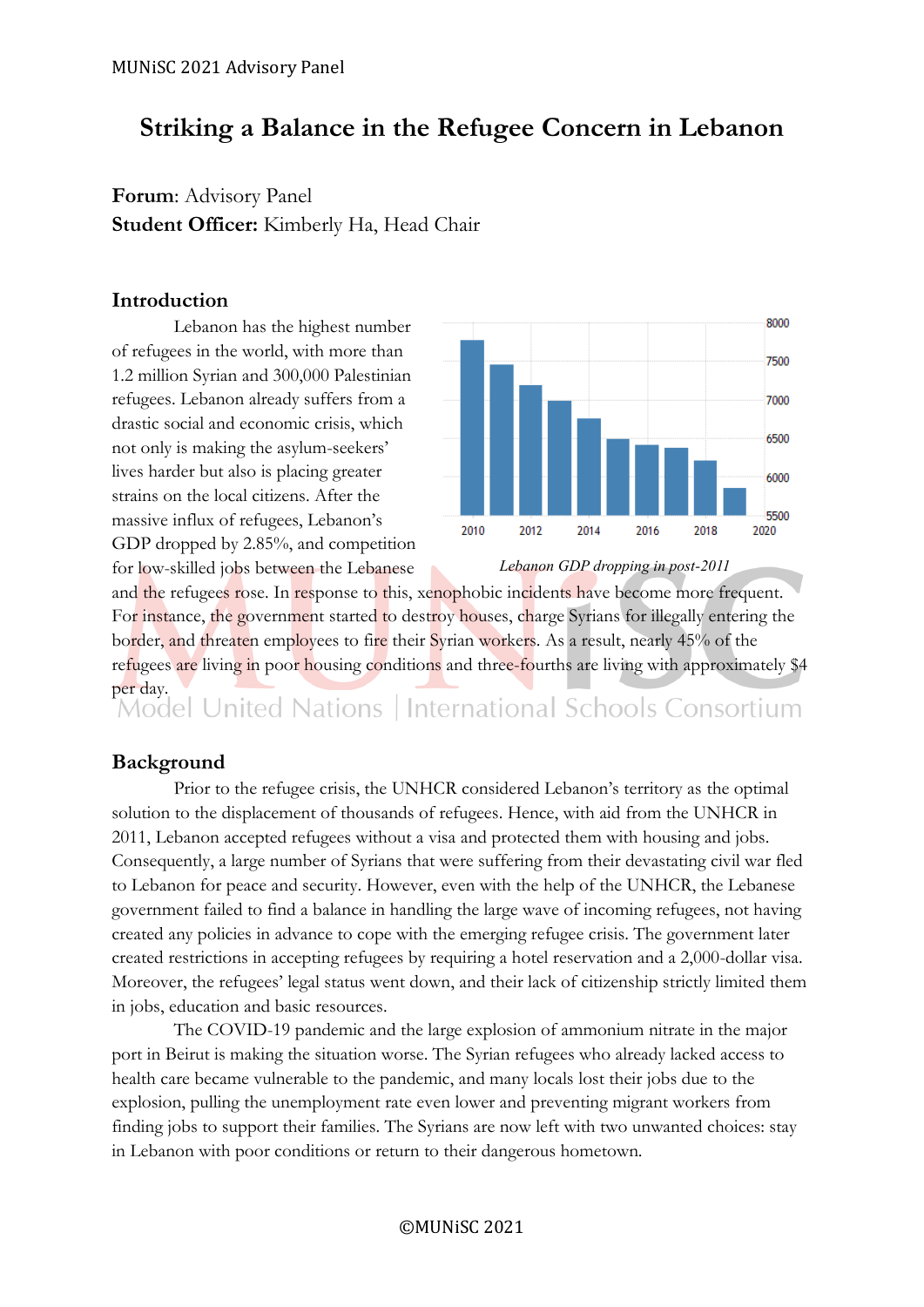# Striking a Balance in the Refugee Concern in Lebanon

**Forum**: Advisory Panel
**Student Officer:** Kimberly Ha, Head Chair

## Introduction

Lebanon has the highest number of refugees in the world, with more than 1.2 million Syrian and 300,000 Palestinian refugees. Lebanon already suffers from a drastic social and economic crisis, which not only is making the asylum-seekers' lives harder but also is placing greater strains on the local citizens. After the massive influx of refugees, Lebanon's GDP dropped by 2.85%, and competition for low-skilled jobs between the Lebanese and the refugees rose. In response to this, xenophobic incidents have become more frequent. For instance, the government started to destroy houses, charge Syrians for illegally entering the border, and threaten employees to fire their Syrian workers. As a result, nearly 45% of the refugees are living in poor housing conditions and three-fourths are living with approximately $4 per day.

*Lebanon GDP dropping in post-2011*

## Background

Prior to the refugee crisis, the UNHCR considered Lebanon's territory as the optimal solution to the displacement of thousands of refugees. Hence, with aid from the UNHCR in 2011, Lebanon accepted refugees without a visa and protected them with housing and jobs. Consequently, a large number of Syrians that were suffering from their devastating civil war fled to Lebanon for peace and security. However, even with the help of the UNHCR, the Lebanese government failed to find a balance in handling the large wave of incoming refugees, not having created any policies in advance to cope with the emerging refugee crisis. The government later created restrictions in accepting refugees by requiring a hotel reservation and a 2,000-dollar visa. Moreover, the refugees' legal status went down, and their lack of citizenship strictly limited them in jobs, education and basic resources.

The COVID-19 pandemic and the large explosion of ammonium nitrate in the major port in Beirut is making the situation worse. The Syrian refugees who already lacked access to health care became vulnerable to the pandemic, and many locals lost their jobs due to the explosion, pulling the unemployment rate even lower and preventing migrant workers from finding jobs to support their families. The Syrians are now left with two unwanted choices: stay in Lebanon with poor conditions or return to their dangerous hometown.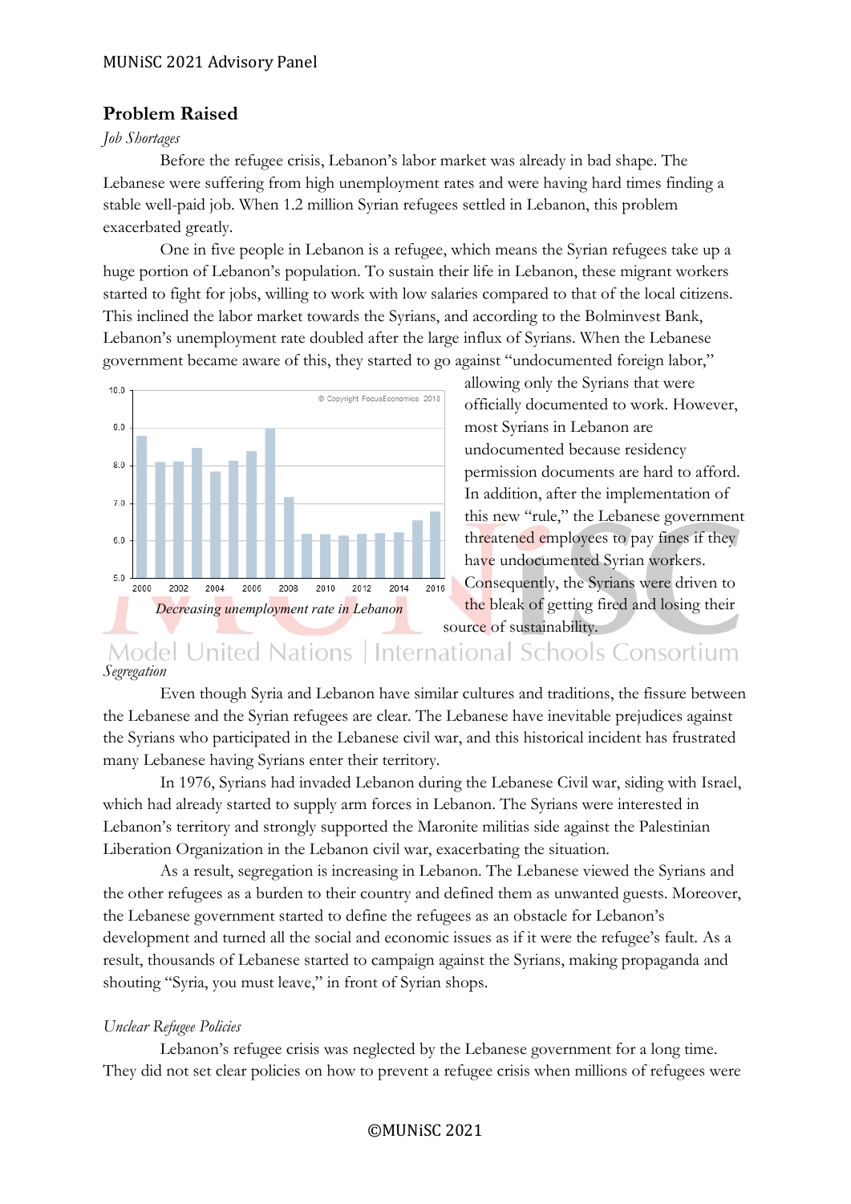## Problem Raised

*Job Shortages*

Before the refugee crisis, Lebanon's labor market was already in bad shape. The Lebanese were suffering from high unemployment rates and were having hard times finding a stable well-paid job. When 1.2 million Syrian refugees settled in Lebanon, this problem exacerbated greatly.

One in five people in Lebanon is a refugee, which means the Syrian refugees take up a huge portion of Lebanon's population. To sustain their life in Lebanon, these migrant workers started to fight for jobs, willing to work with low salaries compared to that of the local citizens. This inclined the labor market towards the Syrians, and according to the Bolminvest Bank, Lebanon's unemployment rate doubled after the large influx of Syrians. When the Lebanese government became aware of this, they started to go against "undocumented foreign labor," allowing only the Syrians that were officially documented to work. However, most Syrians in Lebanon are undocumented because residency permission documents are hard to afford. In addition, after the implementation of this new "rule," the Lebanese government threatened employees to pay fines if they have undocumented Syrian workers. Consequently, the Syrians were driven to the bleak of getting fired and losing their source of sustainability.

*Decreasing unemployment rate in Lebanon*

*Segregation*

Even though Syria and Lebanon have similar cultures and traditions, the fissure between the Lebanese and the Syrian refugees are clear. The Lebanese have inevitable prejudices against the Syrians who participated in the Lebanese civil war, and this historical incident has frustrated many Lebanese having Syrians enter their territory.

In 1976, Syrians had invaded Lebanon during the Lebanese Civil war, siding with Israel, which had already started to supply arm forces in Lebanon. The Syrians were interested in Lebanon's territory and strongly supported the Maronite militias side against the Palestinian Liberation Organization in the Lebanon civil war, exacerbating the situation.

As a result, segregation is increasing in Lebanon. The Lebanese viewed the Syrians and the other refugees as a burden to their country and defined them as unwanted guests. Moreover, the Lebanese government started to define the refugees as an obstacle for Lebanon's development and turned all the social and economic issues as if it were the refugee's fault. As a result, thousands of Lebanese started to campaign against the Syrians, making propaganda and shouting "Syria, you must leave," in front of Syrian shops.

*Unclear Refugee Policies*

Lebanon's refugee crisis was neglected by the Lebanese government for a long time. They did not set clear policies on how to prevent a refugee crisis when millions of refugees were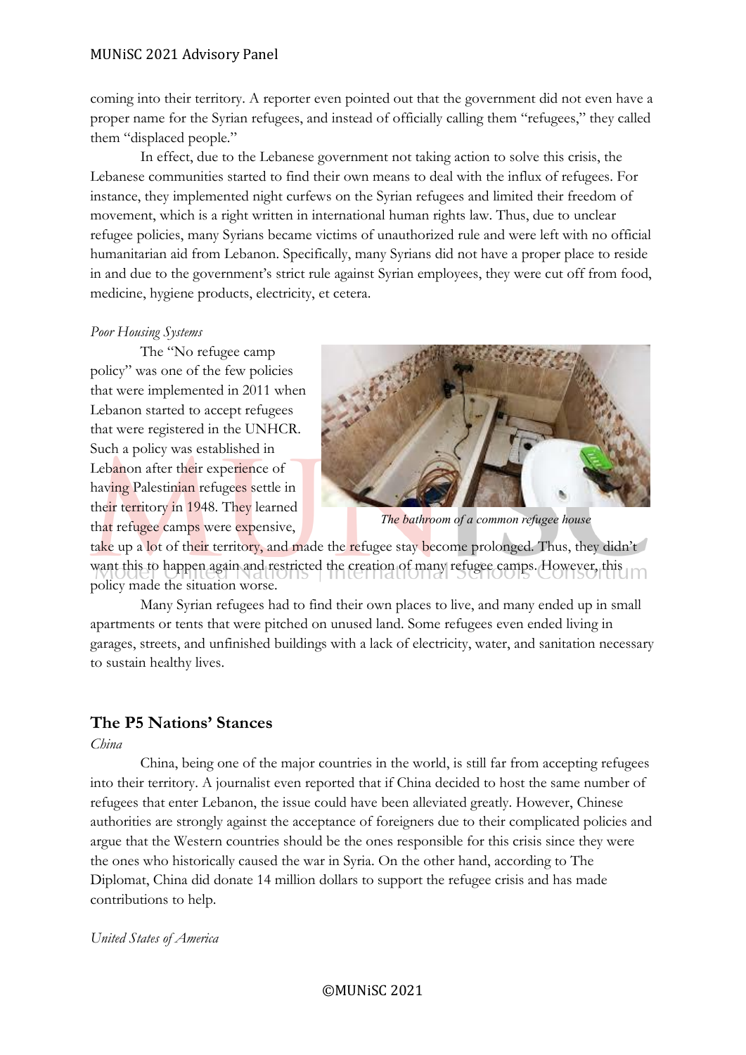coming into their territory. A reporter even pointed out that the government did not even have a proper name for the Syrian refugees, and instead of officially calling them "refugees," they called them "displaced people."

In effect, due to the Lebanese government not taking action to solve this crisis, the Lebanese communities started to find their own means to deal with the influx of refugees. For instance, they implemented night curfews on the Syrian refugees and limited their freedom of movement, which is a right written in international human rights law. Thus, due to unclear refugee policies, many Syrians became victims of unauthorized rule and were left with no official humanitarian aid from Lebanon. Specifically, many Syrians did not have a proper place to reside in and due to the government's strict rule against Syrian employees, they were cut off from food, medicine, hygiene products, electricity, et cetera.

*Poor Housing Systems*

The "No refugee camp policy" was one of the few policies that were implemented in 2011 when Lebanon started to accept refugees that were registered in the UNHCR. Such a policy was established in Lebanon after their experience of having Palestinian refugees settle in their territory in 1948. They learned that refugee camps were expensive, take up a lot of their territory, and made the refugee stay become prolonged. Thus, they didn't want this to happen again and restricted the creation of many refugee camps. However, this policy made the situation worse.

*The bathroom of a common refugee house*

Many Syrian refugees had to find their own places to live, and many ended up in small apartments or tents that were pitched on unused land. Some refugees even ended living in garages, streets, and unfinished buildings with a lack of electricity, water, and sanitation necessary to sustain healthy lives.

## The P5 Nations' Stances

*China*

China, being one of the major countries in the world, is still far from accepting refugees into their territory. A journalist even reported that if China decided to host the same number of refugees that enter Lebanon, the issue could have been alleviated greatly. However, Chinese authorities are strongly against the acceptance of foreigners due to their complicated policies and argue that the Western countries should be the ones responsible for this crisis since they were the ones who historically caused the war in Syria. On the other hand, according to The Diplomat, China did donate 14 million dollars to support the refugee crisis and has made contributions to help.

*United States of America*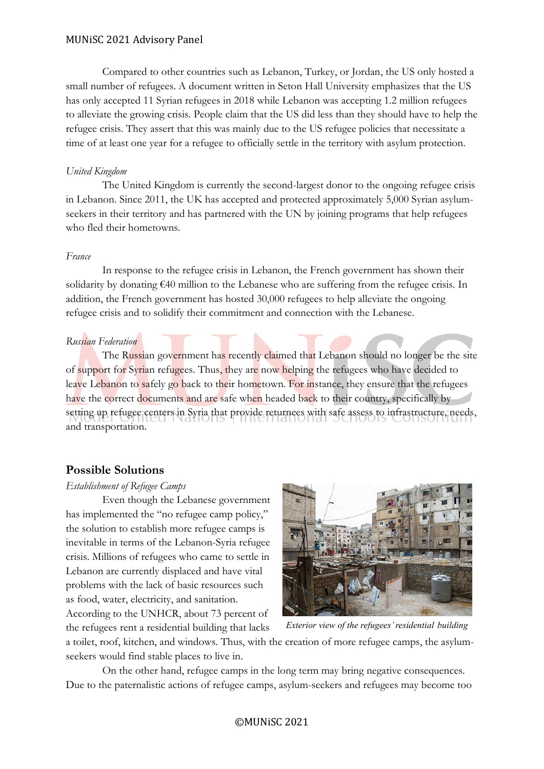Compared to other countries such as Lebanon, Turkey, or Jordan, the US only hosted a small number of refugees. A document written in Seton Hall University emphasizes that the US has only accepted 11 Syrian refugees in 2018 while Lebanon was accepting 1.2 million refugees to alleviate the growing crisis. People claim that the US did less than they should have to help the refugee crisis. They assert that this was mainly due to the US refugee policies that necessitate a time of at least one year for a refugee to officially settle in the territory with asylum protection.

*United Kingdom*

The United Kingdom is currently the second-largest donor to the ongoing refugee crisis in Lebanon. Since 2011, the UK has accepted and protected approximately 5,000 Syrian asylum-seekers in their territory and has partnered with the UN by joining programs that help refugees who fled their hometowns.

*France*

In response to the refugee crisis in Lebanon, the French government has shown their solidarity by donating €40 million to the Lebanese who are suffering from the refugee crisis. In addition, the French government has hosted 30,000 refugees to help alleviate the ongoing refugee crisis and to solidify their commitment and connection with the Lebanese.

*Russian Federation*

The Russian government has recently claimed that Lebanon should no longer be the site of support for Syrian refugees. Thus, they are now helping the refugees who have decided to leave Lebanon to safely go back to their hometown. For instance, they ensure that the refugees have the correct documents and are safe when headed back to their country, specifically by setting up refugee centers in Syria that provide returnees with safe assess to infrastructure, needs, and transportation.

## Possible Solutions

*Establishment of Refugee Camps*

Even though the Lebanese government has implemented the "no refugee camp policy," the solution to establish more refugee camps is inevitable in terms of the Lebanon-Syria refugee crisis. Millions of refugees who came to settle in Lebanon are currently displaced and have vital problems with the lack of basic resources such as food, water, electricity, and sanitation. According to the UNHCR, about 73 percent of the refugees rent a residential building that lacks a toilet, roof, kitchen, and windows. Thus, with the creation of more refugee camps, the asylum-seekers would find stable places to live in.

*Exterior view of the refugees' residential building*

On the other hand, refugee camps in the long term may bring negative consequences. Due to the paternalistic actions of refugee camps, asylum-seekers and refugees may become too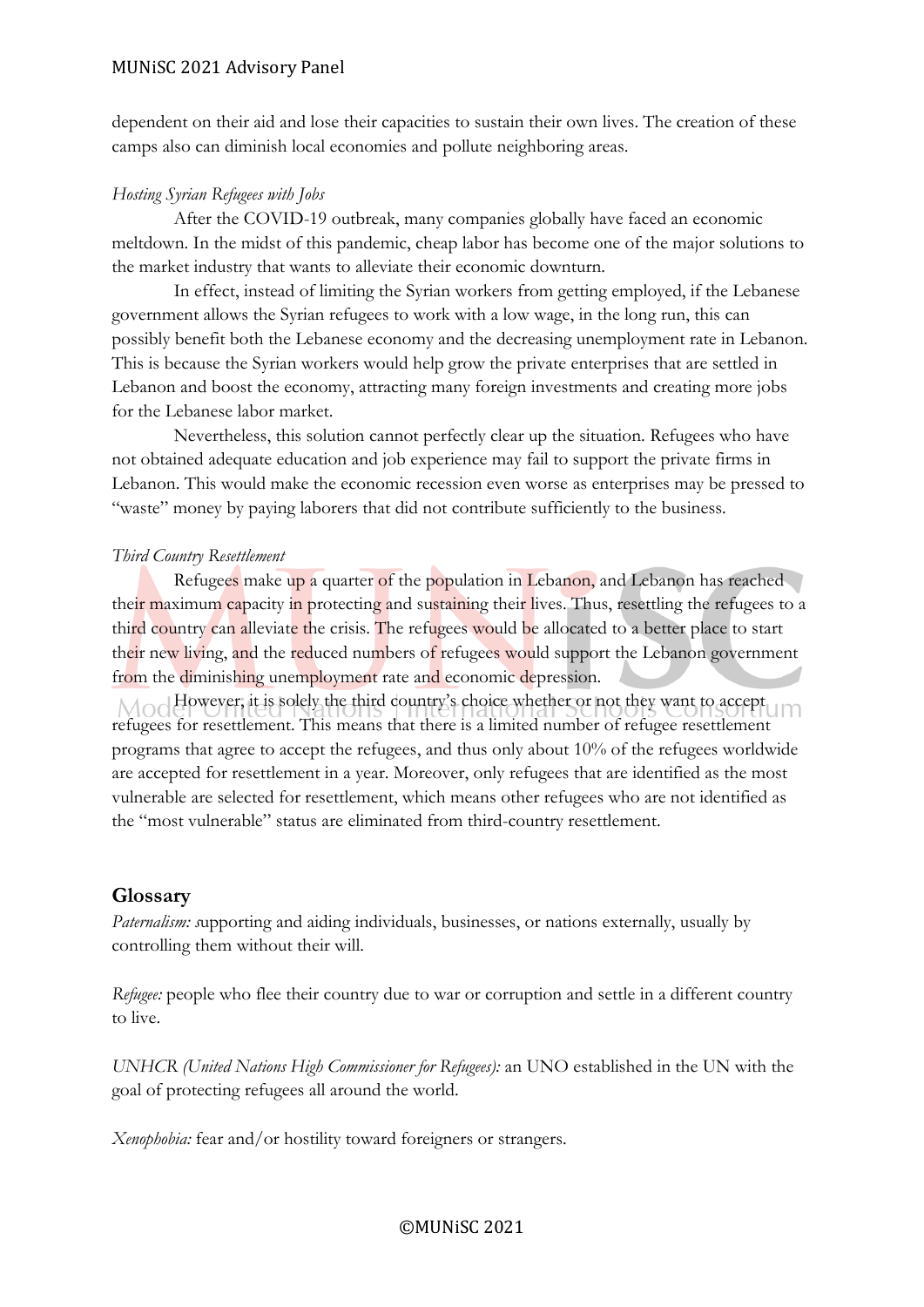dependent on their aid and lose their capacities to sustain their own lives. The creation of these camps also can diminish local economies and pollute neighboring areas.

*Hosting Syrian Refugees with Jobs*

After the COVID-19 outbreak, many companies globally have faced an economic meltdown. In the midst of this pandemic, cheap labor has become one of the major solutions to the market industry that wants to alleviate their economic downturn.

In effect, instead of limiting the Syrian workers from getting employed, if the Lebanese government allows the Syrian refugees to work with a low wage, in the long run, this can possibly benefit both the Lebanese economy and the decreasing unemployment rate in Lebanon. This is because the Syrian workers would help grow the private enterprises that are settled in Lebanon and boost the economy, attracting many foreign investments and creating more jobs for the Lebanese labor market.

Nevertheless, this solution cannot perfectly clear up the situation. Refugees who have not obtained adequate education and job experience may fail to support the private firms in Lebanon. This would make the economic recession even worse as enterprises may be pressed to "waste" money by paying laborers that did not contribute sufficiently to the business.

*Third Country Resettlement*

Refugees make up a quarter of the population in Lebanon, and Lebanon has reached their maximum capacity in protecting and sustaining their lives. Thus, resettling the refugees to a third country can alleviate the crisis. The refugees would be allocated to a better place to start their new living, and the reduced numbers of refugees would support the Lebanon government from the diminishing unemployment rate and economic depression.

However, it is solely the third country's choice whether or not they want to accept refugees for resettlement. This means that there is a limited number of refugee resettlement programs that agree to accept the refugees, and thus only about 10% of the refugees worldwide are accepted for resettlement in a year. Moreover, only refugees that are identified as the most vulnerable are selected for resettlement, which means other refugees who are not identified as the "most vulnerable" status are eliminated from third-country resettlement.

## Glossary

*Paternalism:* supporting and aiding individuals, businesses, or nations externally, usually by controlling them without their will.

*Refugee:* people who flee their country due to war or corruption and settle in a different country to live.

*UNHCR (United Nations High Commissioner for Refugees):* an UNO established in the UN with the goal of protecting refugees all around the world.

*Xenophobia:* fear and/or hostility toward foreigners or strangers.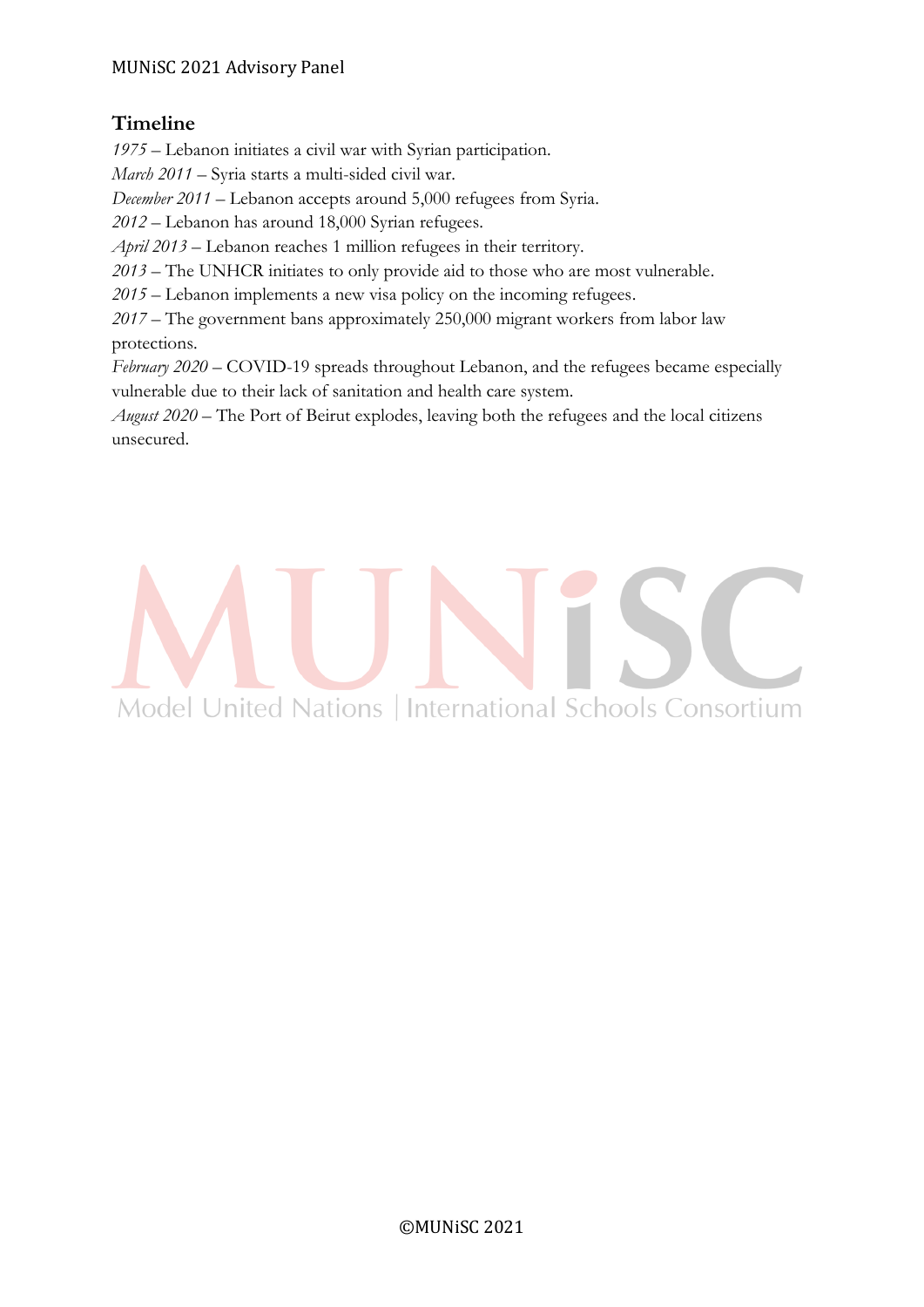## Timeline

*1975* – Lebanon initiates a civil war with Syrian participation.

*March 2011* – Syria starts a multi-sided civil war.

*December 2011* – Lebanon accepts around 5,000 refugees from Syria.

*2012* – Lebanon has around 18,000 Syrian refugees.

*April 2013* – Lebanon reaches 1 million refugees in their territory.

*2013* – The UNHCR initiates to only provide aid to those who are most vulnerable.

*2015* – Lebanon implements a new visa policy on the incoming refugees.

*2017* – The government bans approximately 250,000 migrant workers from labor law protections.

*February 2020* – COVID-19 spreads throughout Lebanon, and the refugees became especially vulnerable due to their lack of sanitation and health care system.

*August 2020* – The Port of Beirut explodes, leaving both the refugees and the local citizens unsecured.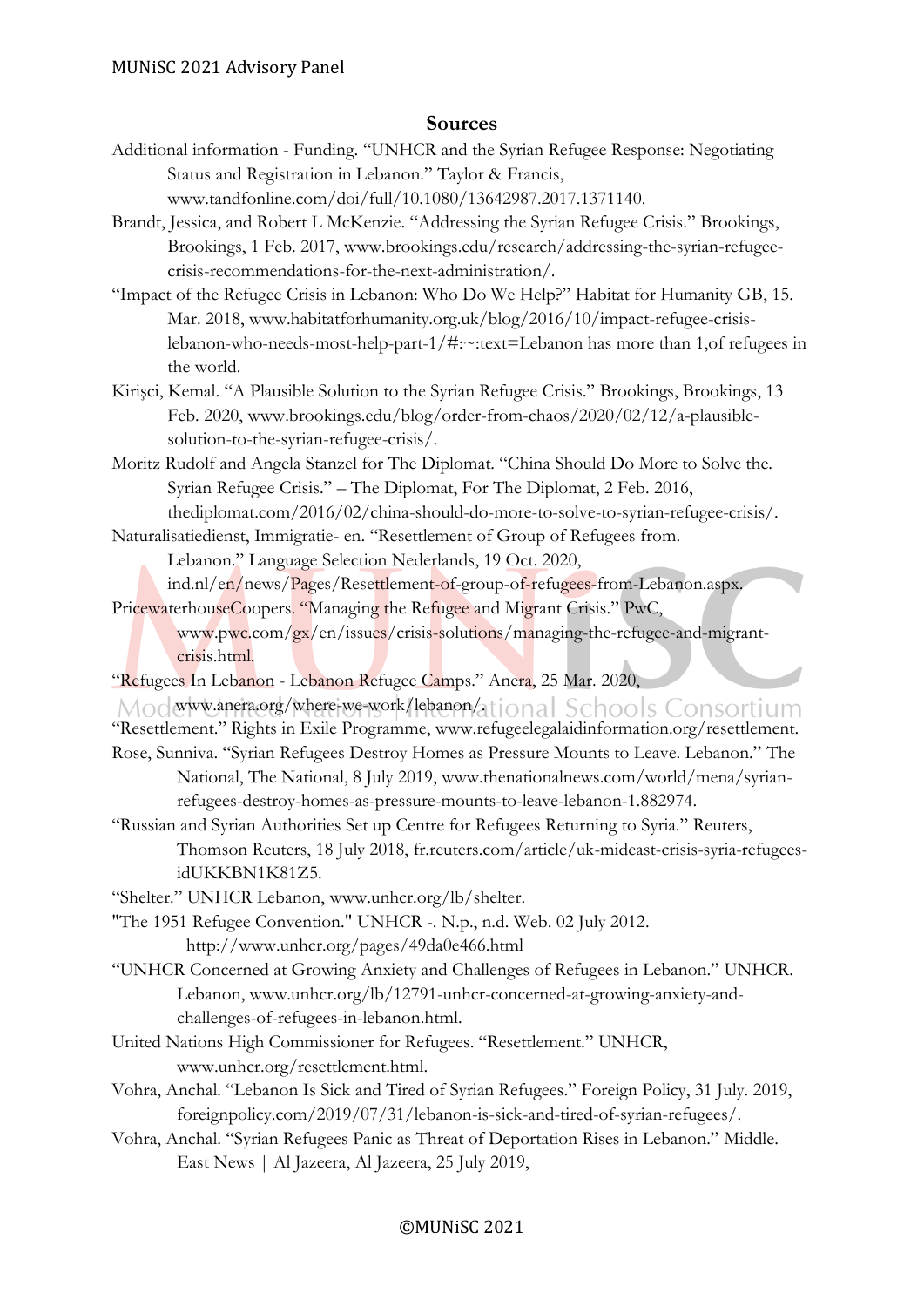## Sources

Additional information - Funding. "UNHCR and the Syrian Refugee Response: Negotiating Status and Registration in Lebanon." Taylor & Francis, www.tandfonline.com/doi/full/10.1080/13642987.2017.1371140.

Brandt, Jessica, and Robert L McKenzie. "Addressing the Syrian Refugee Crisis." Brookings, Brookings, 1 Feb. 2017, www.brookings.edu/research/addressing-the-syrian-refugee-crisis-recommendations-for-the-next-administration/.

"Impact of the Refugee Crisis in Lebanon: Who Do We Help?" Habitat for Humanity GB, 15. Mar. 2018, www.habitatforhumanity.org.uk/blog/2016/10/impact-refugee-crisis-lebanon-who-needs-most-help-part-1/#:~:text=Lebanon has more than 1,of refugees in the world.

Kirişci, Kemal. "A Plausible Solution to the Syrian Refugee Crisis." Brookings, Brookings, 13 Feb. 2020, www.brookings.edu/blog/order-from-chaos/2020/02/12/a-plausible-solution-to-the-syrian-refugee-crisis/.

Moritz Rudolf and Angela Stanzel for The Diplomat. "China Should Do More to Solve the. Syrian Refugee Crisis." – The Diplomat, For The Diplomat, 2 Feb. 2016, thediplomat.com/2016/02/china-should-do-more-to-solve-to-syrian-refugee-crisis/.

Naturalisatiedienst, Immigratie- en. "Resettlement of Group of Refugees from. Lebanon." Language Selection Nederlands, 19 Oct. 2020, ind.nl/en/news/Pages/Resettlement-of-group-of-refugees-from-Lebanon.aspx.

PricewaterhouseCoopers. "Managing the Refugee and Migrant Crisis." PwC, www.pwc.com/gx/en/issues/crisis-solutions/managing-the-refugee-and-migrant-crisis.html.

"Refugees In Lebanon - Lebanon Refugee Camps." Anera, 25 Mar. 2020, www.anera.org/where-we-work/lebanon/.

"Resettlement." Rights in Exile Programme, www.refugeelegalaidinformation.org/resettlement.

Rose, Sunniva. "Syrian Refugees Destroy Homes as Pressure Mounts to Leave. Lebanon." The National, The National, 8 July 2019, www.thenationalnews.com/world/mena/syrian-refugees-destroy-homes-as-pressure-mounts-to-leave-lebanon-1.882974.

"Russian and Syrian Authorities Set up Centre for Refugees Returning to Syria." Reuters, Thomson Reuters, 18 July 2018, fr.reuters.com/article/uk-mideast-crisis-syria-refugees-idUKKBN1K81Z5.

"Shelter." UNHCR Lebanon, www.unhcr.org/lb/shelter.

"The 1951 Refugee Convention." UNHCR -. N.p., n.d. Web. 02 July 2012. http://www.unhcr.org/pages/49da0e466.html

"UNHCR Concerned at Growing Anxiety and Challenges of Refugees in Lebanon." UNHCR. Lebanon, www.unhcr.org/lb/12791-unhcr-concerned-at-growing-anxiety-and-challenges-of-refugees-in-lebanon.html.

United Nations High Commissioner for Refugees. "Resettlement." UNHCR, www.unhcr.org/resettlement.html.

Vohra, Anchal. "Lebanon Is Sick and Tired of Syrian Refugees." Foreign Policy, 31 July. 2019, foreignpolicy.com/2019/07/31/lebanon-is-sick-and-tired-of-syrian-refugees/.

Vohra, Anchal. "Syrian Refugees Panic as Threat of Deportation Rises in Lebanon." Middle. East News | Al Jazeera, Al Jazeera, 25 July 2019,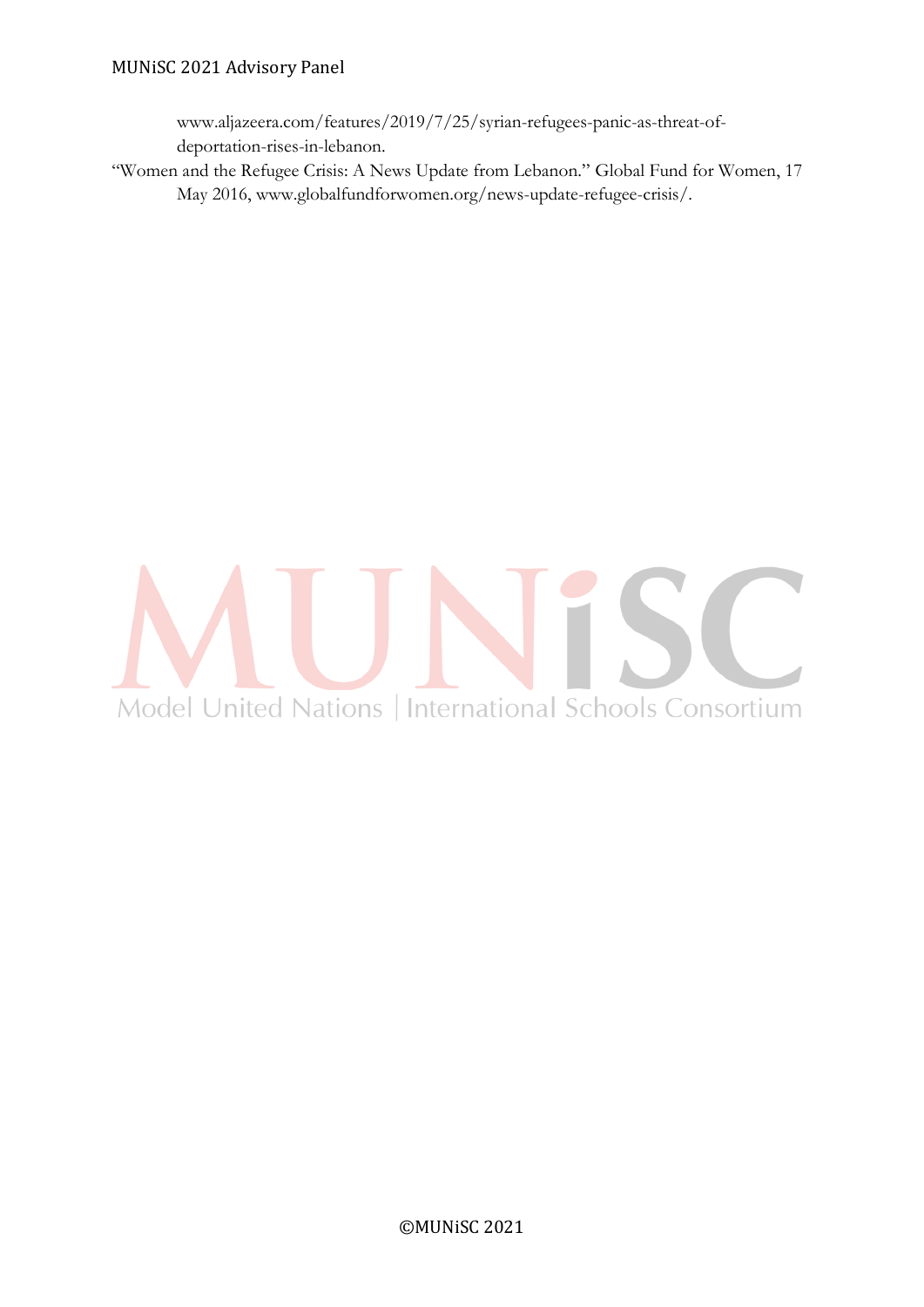www.aljazeera.com/features/2019/7/25/syrian-refugees-panic-as-threat-of-deportation-rises-in-lebanon.

"Women and the Refugee Crisis: A News Update from Lebanon." Global Fund for Women, 17 May 2016, www.globalfundforwomen.org/news-update-refugee-crisis/.